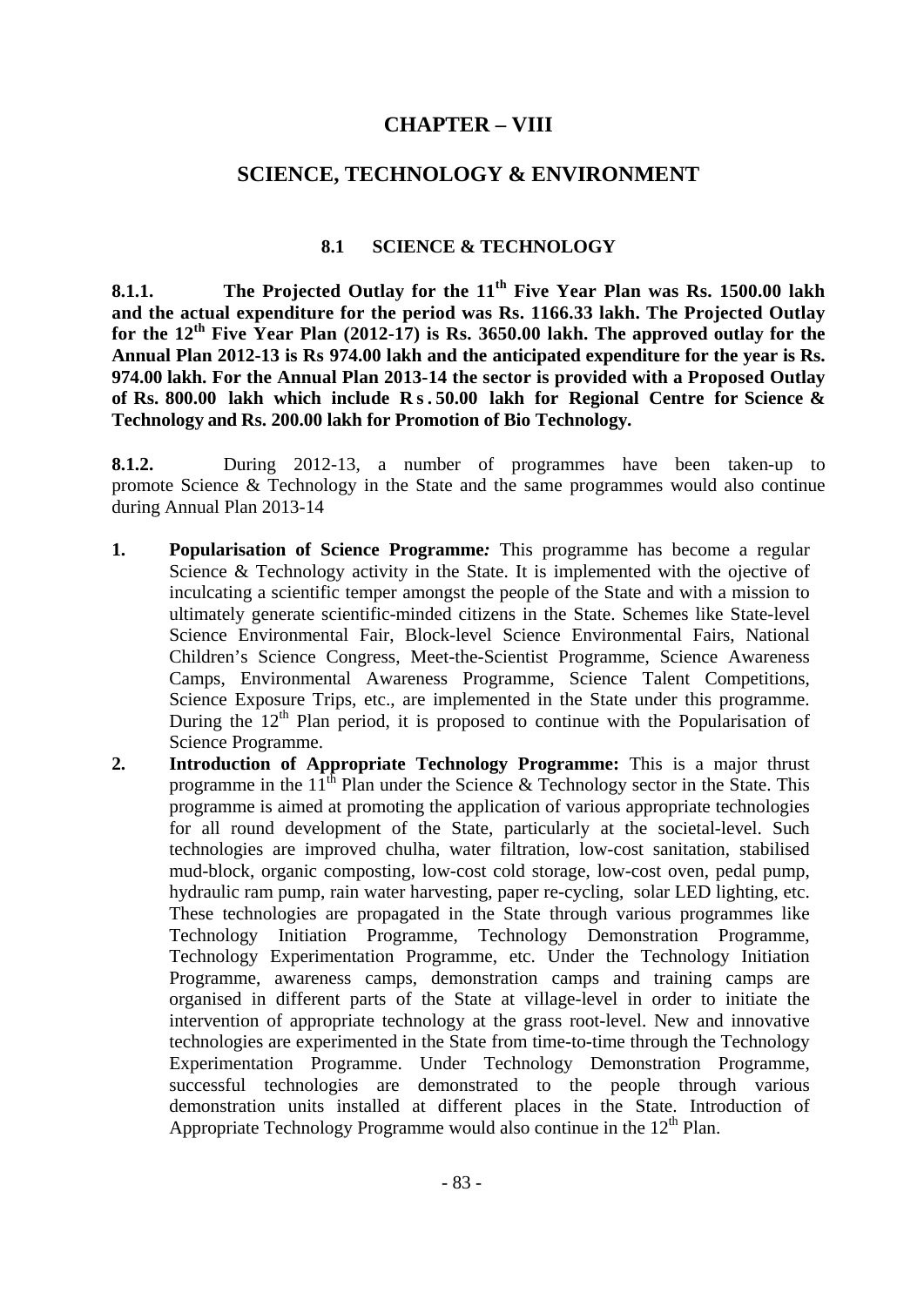# CHAPTER – VIII

# SCIENCE, TECHNOLOGY & ENVIRONMENT

## 8.1 SCIENCE & TECHNOLOGY

**8.1.1. The Projected Outlay for the 11th Five Year Plan was Rs. 1500.00 lakh and the actual expenditure for the period was Rs. 1166.33 lakh. The Projected Outlay for the 12th Five Year Plan (2012-17) is Rs. 3650.00 lakh. The approved outlay for the Annual Plan 2012-13 is Rs 974.00 lakh and the anticipated expenditure for the year is Rs. 974.00 lakh. For the Annual Plan 2013-14 the sector is provided with a Proposed Outlay of Rs. 800.00 lakh which include Rs. 50.00 lakh for Regional Centre for Science & Technology and Rs. 200.00 lakh for Promotion of Bio Technology.**

**8.1.2.** During 2012-13, a number of programmes have been taken-up to promote Science & Technology in the State and the same programmes would also continue during Annual Plan 2013-14

1. **Popularisation of Science Programme*:*** This programme has become a regular Science & Technology activity in the State. It is implemented with the ojective of inculcating a scientific temper amongst the people of the State and with a mission to ultimately generate scientific-minded citizens in the State. Schemes like State-level Science Environmental Fair, Block-level Science Environmental Fairs, National Children's Science Congress, Meet-the-Scientist Programme, Science Awareness Camps, Environmental Awareness Programme, Science Talent Competitions, Science Exposure Trips, etc., are implemented in the State under this programme. During the 12th Plan period, it is proposed to continue with the Popularisation of Science Programme.
2. **Introduction of Appropriate Technology Programme:** This is a major thrust programme in the 11th Plan under the Science & Technology sector in the State. This programme is aimed at promoting the application of various appropriate technologies for all round development of the State, particularly at the societal-level. Such technologies are improved chulha, water filtration, low-cost sanitation, stabilised mud-block, organic composting, low-cost cold storage, low-cost oven, pedal pump, hydraulic ram pump, rain water harvesting, paper re-cycling, solar LED lighting, etc. These technologies are propagated in the State through various programmes like Technology Initiation Programme, Technology Demonstration Programme, Technology Experimentation Programme, etc. Under the Technology Initiation Programme, awareness camps, demonstration camps and training camps are organised in different parts of the State at village-level in order to initiate the intervention of appropriate technology at the grass root-level. New and innovative technologies are experimented in the State from time-to-time through the Technology Experimentation Programme. Under Technology Demonstration Programme, successful technologies are demonstrated to the people through various demonstration units installed at different places in the State. Introduction of Appropriate Technology Programme would also continue in the 12th Plan.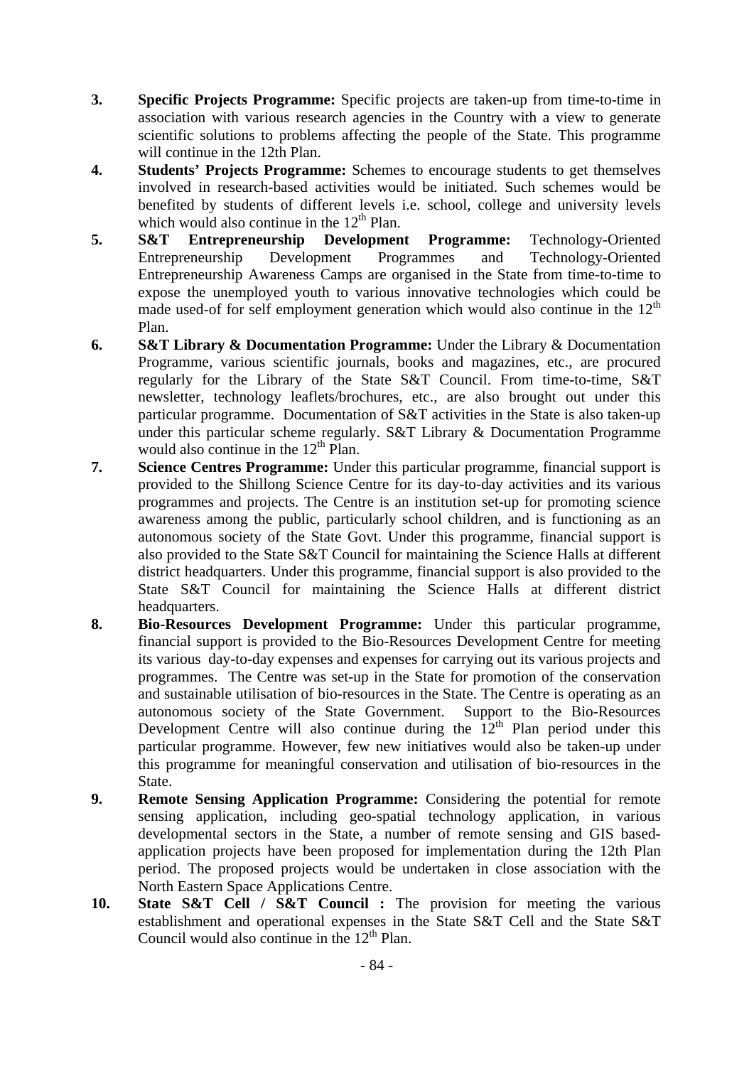3. **Specific Projects Programme:** Specific projects are taken-up from time-to-time in association with various research agencies in the Country with a view to generate scientific solutions to problems affecting the people of the State. This programme will continue in the 12th Plan.
4. **Students' Projects Programme:** Schemes to encourage students to get themselves involved in research-based activities would be initiated. Such schemes would be benefited by students of different levels i.e. school, college and university levels which would also continue in the 12th Plan.
5. **S&T Entrepreneurship Development Programme:** Technology-Oriented Entrepreneurship Development Programmes and Technology-Oriented Entrepreneurship Awareness Camps are organised in the State from time-to-time to expose the unemployed youth to various innovative technologies which could be made used-of for self employment generation which would also continue in the 12th Plan.
6. **S&T Library & Documentation Programme:** Under the Library & Documentation Programme, various scientific journals, books and magazines, etc., are procured regularly for the Library of the State S&T Council. From time-to-time, S&T newsletter, technology leaflets/brochures, etc., are also brought out under this particular programme. Documentation of S&T activities in the State is also taken-up under this particular scheme regularly. S&T Library & Documentation Programme would also continue in the 12th Plan.
7. **Science Centres Programme:** Under this particular programme, financial support is provided to the Shillong Science Centre for its day-to-day activities and its various programmes and projects. The Centre is an institution set-up for promoting science awareness among the public, particularly school children, and is functioning as an autonomous society of the State Govt. Under this programme, financial support is also provided to the State S&T Council for maintaining the Science Halls at different district headquarters. Under this programme, financial support is also provided to the State S&T Council for maintaining the Science Halls at different district headquarters.
8. **Bio-Resources Development Programme:** Under this particular programme, financial support is provided to the Bio-Resources Development Centre for meeting its various day-to-day expenses and expenses for carrying out its various projects and programmes. The Centre was set-up in the State for promotion of the conservation and sustainable utilisation of bio-resources in the State. The Centre is operating as an autonomous society of the State Government. Support to the Bio-Resources Development Centre will also continue during the 12th Plan period under this particular programme. However, few new initiatives would also be taken-up under this programme for meaningful conservation and utilisation of bio-resources in the State.
9. **Remote Sensing Application Programme:** Considering the potential for remote sensing application, including geo-spatial technology application, in various developmental sectors in the State, a number of remote sensing and GIS based-application projects have been proposed for implementation during the 12th Plan period. The proposed projects would be undertaken in close association with the North Eastern Space Applications Centre.
10. **State S&T Cell / S&T Council :** The provision for meeting the various establishment and operational expenses in the State S&T Cell and the State S&T Council would also continue in the 12th Plan.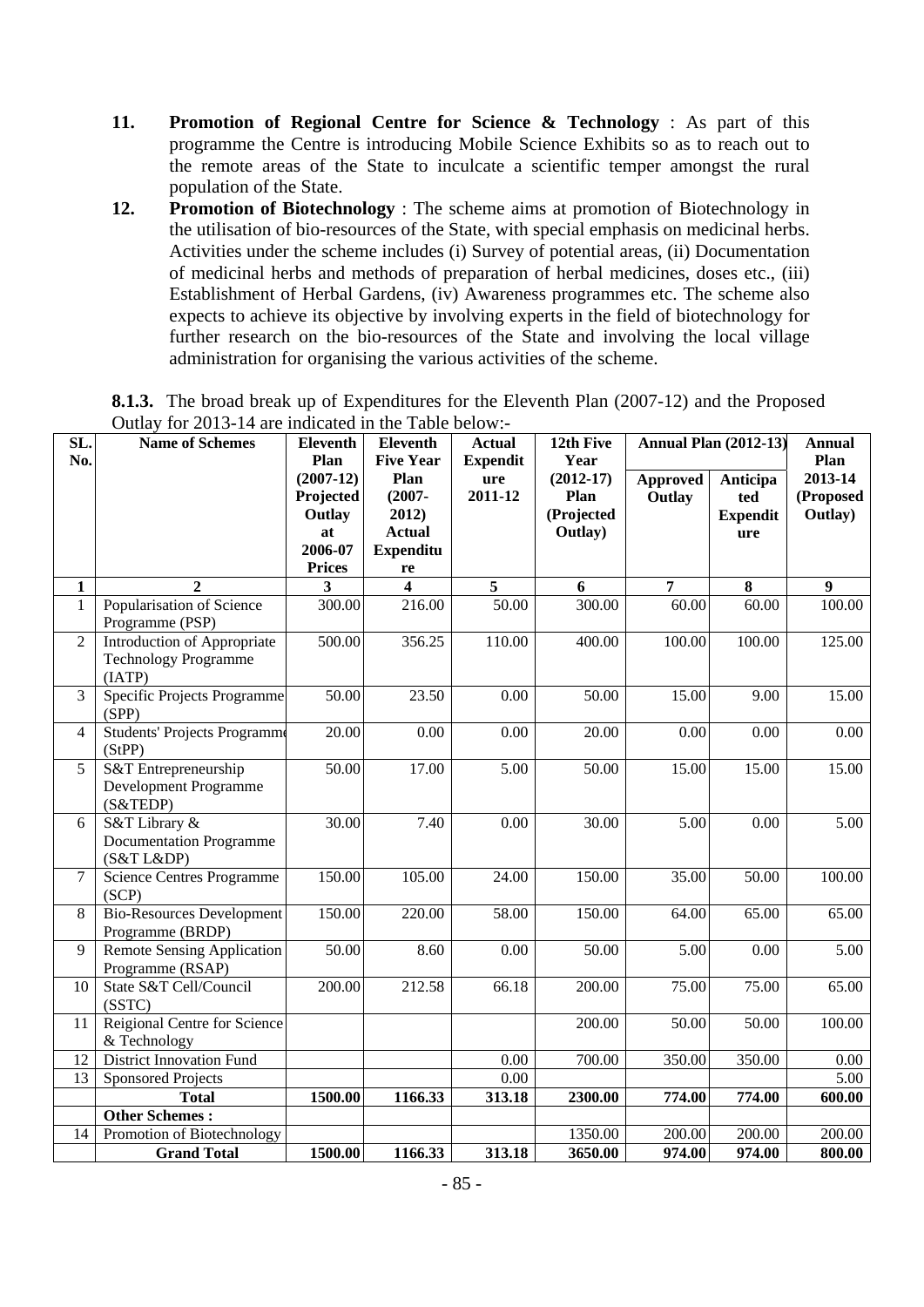11. **Promotion of Regional Centre for Science & Technology** : As part of this programme the Centre is introducing Mobile Science Exhibits so as to reach out to the remote areas of the State to inculcate a scientific temper amongst the rural population of the State.

12. **Promotion of Biotechnology** : The scheme aims at promotion of Biotechnology in the utilisation of bio-resources of the State, with special emphasis on medicinal herbs. Activities under the scheme includes (i) Survey of potential areas, (ii) Documentation of medicinal herbs and methods of preparation of herbal medicines, doses etc., (iii) Establishment of Herbal Gardens, (iv) Awareness programmes etc. The scheme also expects to achieve its objective by involving experts in the field of biotechnology for further research on the bio-resources of the State and involving the local village administration for organising the various activities of the scheme.

**8.1.3.** The broad break up of Expenditures for the Eleventh Plan (2007-12) and the Proposed Outlay for 2013-14 are indicated in the Table below:-

| SL. No. | Name of Schemes | Eleventh Plan (2007-12) Projected Outlay at 2006-07 Prices | Eleventh Five Year Plan (2007-2012) Actual Expenditure | Actual Expenditure 2011-12 | 12th Five Year (2012-17) Plan (Projected Outlay) | Annual Plan (2012-13) | | Annual Plan 2013-14 (Proposed Outlay) |
|---|---|---|---|---|---|---|---|---|
| | | | | | | Approved Outlay | Anticipated Expenditure | |
| 1 | 2 | 3 | 4 | 5 | 6 | 7 | 8 | 9 |
| 1 | Popularisation of Science Programme (PSP) | 300.00 | 216.00 | 50.00 | 300.00 | 60.00 | 60.00 | 100.00 |
| 2 | Introduction of Appropriate Technology Programme (IATP) | 500.00 | 356.25 | 110.00 | 400.00 | 100.00 | 100.00 | 125.00 |
| 3 | Specific Projects Programme (SPP) | 50.00 | 23.50 | 0.00 | 50.00 | 15.00 | 9.00 | 15.00 |
| 4 | Students' Projects Programme (StPP) | 20.00 | 0.00 | 0.00 | 20.00 | 0.00 | 0.00 | 0.00 |
| 5 | S&T Entrepreneurship Development Programme (S&TEDP) | 50.00 | 17.00 | 5.00 | 50.00 | 15.00 | 15.00 | 15.00 |
| 6 | S&T Library & Documentation Programme (S&T L&DP) | 30.00 | 7.40 | 0.00 | 30.00 | 5.00 | 0.00 | 5.00 |
| 7 | Science Centres Programme (SCP) | 150.00 | 105.00 | 24.00 | 150.00 | 35.00 | 50.00 | 100.00 |
| 8 | Bio-Resources Development Programme (BRDP) | 150.00 | 220.00 | 58.00 | 150.00 | 64.00 | 65.00 | 65.00 |
| 9 | Remote Sensing Application Programme (RSAP) | 50.00 | 8.60 | 0.00 | 50.00 | 5.00 | 0.00 | 5.00 |
| 10 | State S&T Cell/Council (SSTC) | 200.00 | 212.58 | 66.18 | 200.00 | 75.00 | 75.00 | 65.00 |
| 11 | Reigional Centre for Science & Technology | | | | 200.00 | 50.00 | 50.00 | 100.00 |
| 12 | District Innovation Fund | | | 0.00 | 700.00 | 350.00 | 350.00 | 0.00 |
| 13 | Sponsored Projects | | | 0.00 | | | | 5.00 |
| | **Total** | **1500.00** | **1166.33** | **313.18** | **2300.00** | **774.00** | **774.00** | **600.00** |
| | **Other Schemes :** | | | | | | | |
| 14 | Promotion of Biotechnology | | | | 1350.00 | 200.00 | 200.00 | 200.00 |
| | **Grand Total** | **1500.00** | **1166.33** | **313.18** | **3650.00** | **974.00** | **974.00** | **800.00** |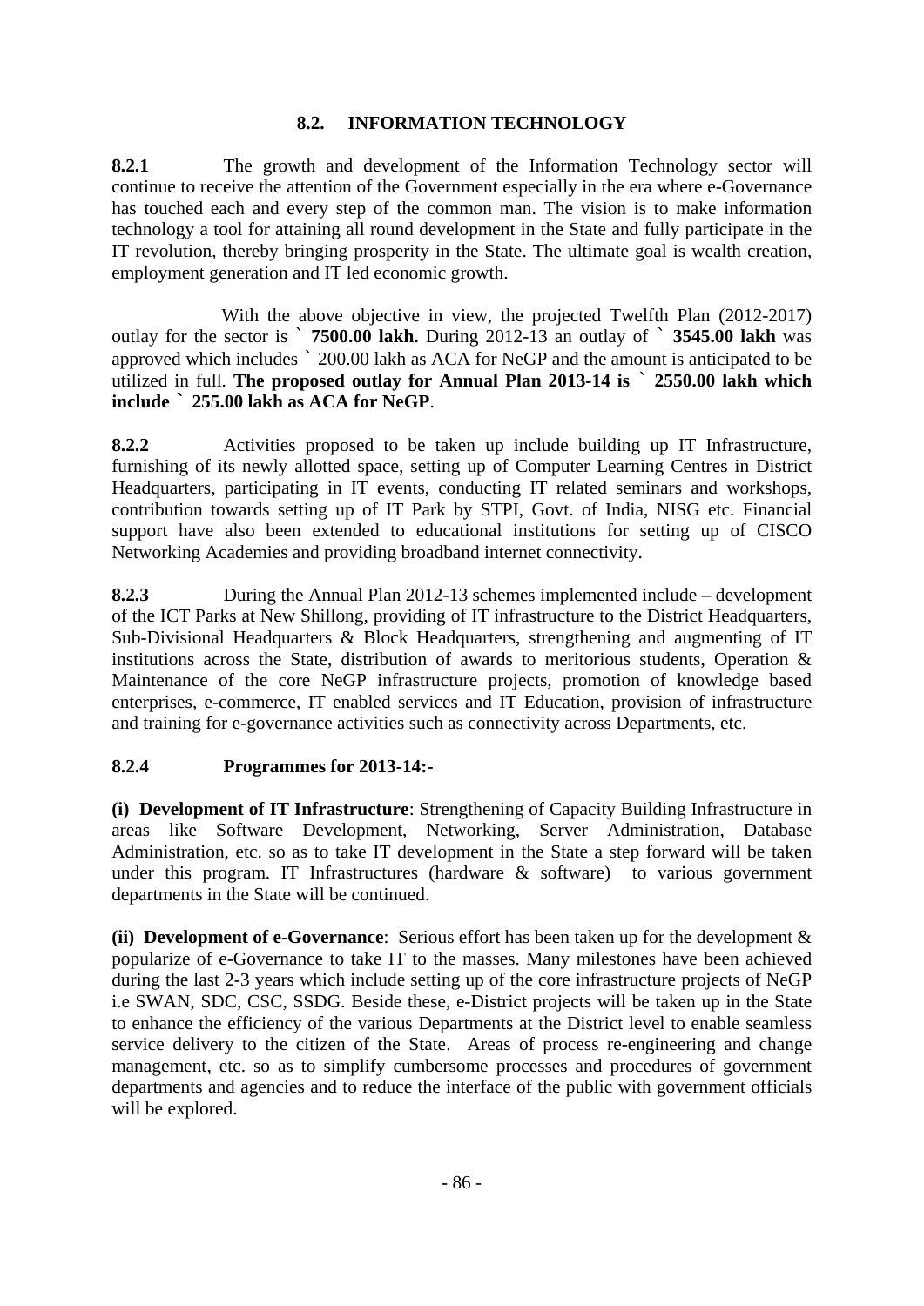## 8.2. INFORMATION TECHNOLOGY

**8.2.1** The growth and development of the Information Technology sector will continue to receive the attention of the Government especially in the era where e-Governance has touched each and every step of the common man. The vision is to make information technology a tool for attaining all round development in the State and fully participate in the IT revolution, thereby bringing prosperity in the State. The ultimate goal is wealth creation, employment generation and IT led economic growth.

With the above objective in view, the projected Twelfth Plan (2012-2017) outlay for the sector is **` 7500.00 lakh.** During 2012-13 an outlay of **` 3545.00 lakh** was approved which includes ` 200.00 lakh as ACA for NeGP and the amount is anticipated to be utilized in full. **The proposed outlay for Annual Plan 2013-14 is ` 2550.00 lakh which include ` 255.00 lakh as ACA for NeGP**.

**8.2.2** Activities proposed to be taken up include building up IT Infrastructure, furnishing of its newly allotted space, setting up of Computer Learning Centres in District Headquarters, participating in IT events, conducting IT related seminars and workshops, contribution towards setting up of IT Park by STPI, Govt. of India, NISG etc. Financial support have also been extended to educational institutions for setting up of CISCO Networking Academies and providing broadband internet connectivity.

**8.2.3** During the Annual Plan 2012-13 schemes implemented include – development of the ICT Parks at New Shillong, providing of IT infrastructure to the District Headquarters, Sub-Divisional Headquarters & Block Headquarters, strengthening and augmenting of IT institutions across the State, distribution of awards to meritorious students, Operation & Maintenance of the core NeGP infrastructure projects, promotion of knowledge based enterprises, e-commerce, IT enabled services and IT Education, provision of infrastructure and training for e-governance activities such as connectivity across Departments, etc.

### 8.2.4 Programmes for 2013-14:-

**(i) Development of IT Infrastructure**: Strengthening of Capacity Building Infrastructure in areas like Software Development, Networking, Server Administration, Database Administration, etc. so as to take IT development in the State a step forward will be taken under this program. IT Infrastructures (hardware & software) to various government departments in the State will be continued.

**(ii) Development of e-Governance**: Serious effort has been taken up for the development & popularize of e-Governance to take IT to the masses. Many milestones have been achieved during the last 2-3 years which include setting up of the core infrastructure projects of NeGP i.e SWAN, SDC, CSC, SSDG. Beside these, e-District projects will be taken up in the State to enhance the efficiency of the various Departments at the District level to enable seamless service delivery to the citizen of the State. Areas of process re-engineering and change management, etc. so as to simplify cumbersome processes and procedures of government departments and agencies and to reduce the interface of the public with government officials will be explored.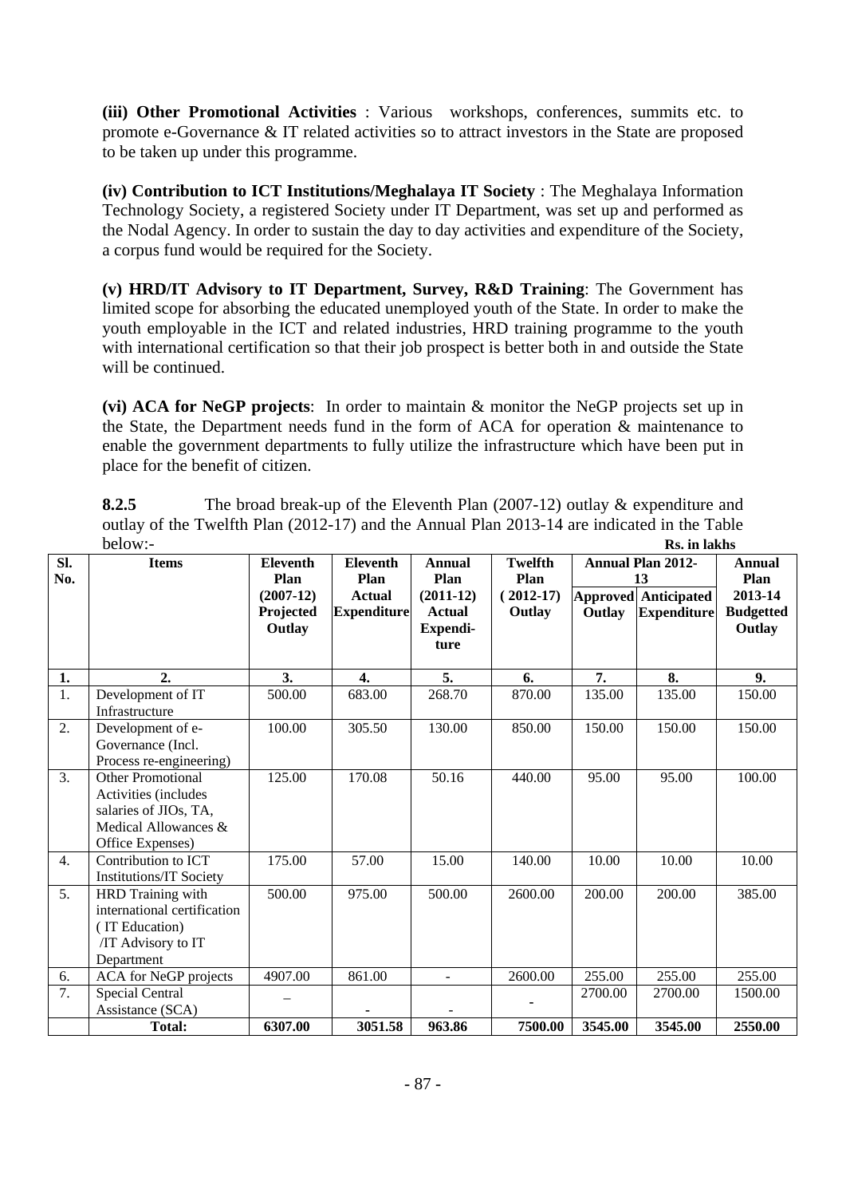**(iii) Other Promotional Activities** : Various workshops, conferences, summits etc. to promote e-Governance & IT related activities so to attract investors in the State are proposed to be taken up under this programme.

**(iv) Contribution to ICT Institutions/Meghalaya IT Society** : The Meghalaya Information Technology Society, a registered Society under IT Department, was set up and performed as the Nodal Agency. In order to sustain the day to day activities and expenditure of the Society, a corpus fund would be required for the Society.

**(v) HRD/IT Advisory to IT Department, Survey, R&D Training**: The Government has limited scope for absorbing the educated unemployed youth of the State. In order to make the youth employable in the ICT and related industries, HRD training programme to the youth with international certification so that their job prospect is better both in and outside the State will be continued.

**(vi) ACA for NeGP projects**: In order to maintain & monitor the NeGP projects set up in the State, the Department needs fund in the form of ACA for operation & maintenance to enable the government departments to fully utilize the infrastructure which have been put in place for the benefit of citizen.

**8.2.5** The broad break-up of the Eleventh Plan (2007-12) outlay & expenditure and outlay of the Twelfth Plan (2012-17) and the Annual Plan 2013-14 are indicated in the Table below:-

**Rs. in lakhs**

| Sl. No. | Items | Eleventh Plan (2007-12) Projected Outlay | Eleventh Plan Actual Expenditure | Annual Plan (2011-12) Actual Expenditure | Twelfth Plan (2012-17) Outlay | Annual Plan 2012-13 | | Annual Plan 2013-14 Budgeted Outlay |
|---|---|---|---|---|---|---|---|---|
| | | | | | | Approved Outlay | Anticipated Expenditure | |
| **1.** | **2.** | **3.** | **4.** | **5.** | **6.** | **7.** | **8.** | **9.** |
| 1. | Development of IT Infrastructure | 500.00 | 683.00 | 268.70 | 870.00 | 135.00 | 135.00 | 150.00 |
| 2. | Development of e-Governance (Incl. Process re-engineering) | 100.00 | 305.50 | 130.00 | 850.00 | 150.00 | 150.00 | 150.00 |
| 3. | Other Promotional Activities (includes salaries of JIOs, TA, Medical Allowances & Office Expenses) | 125.00 | 170.08 | 50.16 | 440.00 | 95.00 | 95.00 | 100.00 |
| 4. | Contribution to ICT Institutions/IT Society | 175.00 | 57.00 | 15.00 | 140.00 | 10.00 | 10.00 | 10.00 |
| 5. | HRD Training with international certification (IT Education) /IT Advisory to IT Department | 500.00 | 975.00 | 500.00 | 2600.00 | 200.00 | 200.00 | 385.00 |
| 6. | ACA for NeGP projects | 4907.00 | 861.00 | - | 2600.00 | 255.00 | 255.00 | 255.00 |
| 7. | Special Central Assistance (SCA) | – | - | - | - | 2700.00 | 2700.00 | 1500.00 |
| | **Total:** | **6307.00** | **3051.58** | **963.86** | **7500.00** | **3545.00** | **3545.00** | **2550.00** |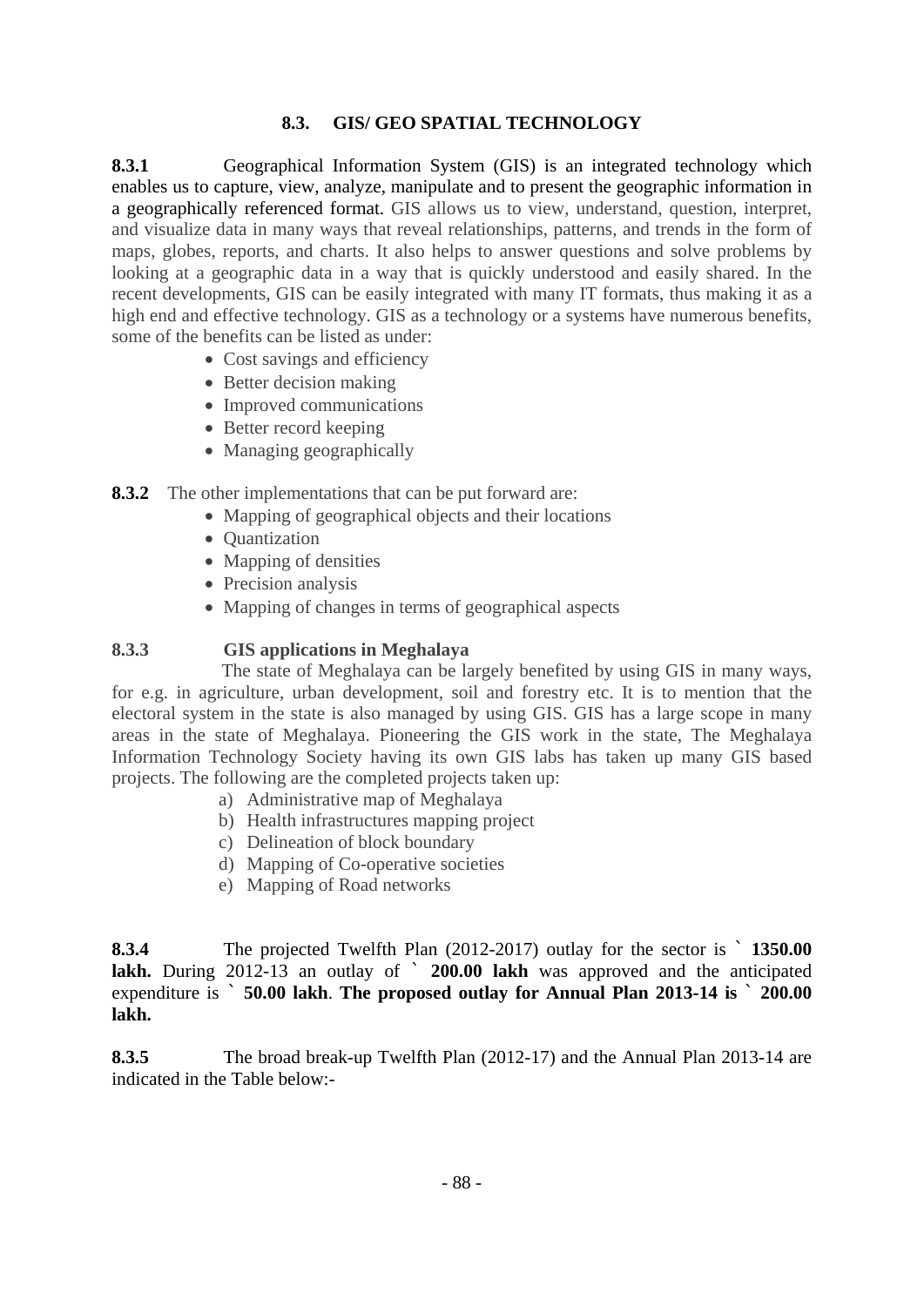## 8.3. GIS/ GEO SPATIAL TECHNOLOGY

**8.3.1** Geographical Information System (GIS) is an integrated technology which enables us to capture, view, analyze, manipulate and to present the geographic information in a geographically referenced format. GIS allows us to view, understand, question, interpret, and visualize data in many ways that reveal relationships, patterns, and trends in the form of maps, globes, reports, and charts. It also helps to answer questions and solve problems by looking at a geographic data in a way that is quickly understood and easily shared. In the recent developments, GIS can be easily integrated with many IT formats, thus making it as a high end and effective technology. GIS as a technology or a systems have numerous benefits, some of the benefits can be listed as under:

- Cost savings and efficiency
- Better decision making
- Improved communications
- Better record keeping
- Managing geographically

**8.3.2** The other implementations that can be put forward are:

- Mapping of geographical objects and their locations
- Quantization
- Mapping of densities
- Precision analysis
- Mapping of changes in terms of geographical aspects

**8.3.3 GIS applications in Meghalaya**

The state of Meghalaya can be largely benefited by using GIS in many ways, for e.g. in agriculture, urban development, soil and forestry etc. It is to mention that the electoral system in the state is also managed by using GIS. GIS has a large scope in many areas in the state of Meghalaya. Pioneering the GIS work in the state, The Meghalaya Information Technology Society having its own GIS labs has taken up many GIS based projects. The following are the completed projects taken up:

a) Administrative map of Meghalaya
b) Health infrastructures mapping project
c) Delineation of block boundary
d) Mapping of Co-operative societies
e) Mapping of Road networks

**8.3.4** The projected Twelfth Plan (2012-2017) outlay for the sector is **` 1350.00 lakh.** During 2012-13 an outlay of **` 200.00 lakh** was approved and the anticipated expenditure is **` 50.00 lakh**. **The proposed outlay for Annual Plan 2013-14 is ` 200.00 lakh.**

**8.3.5** The broad break-up Twelfth Plan (2012-17) and the Annual Plan 2013-14 are indicated in the Table below:-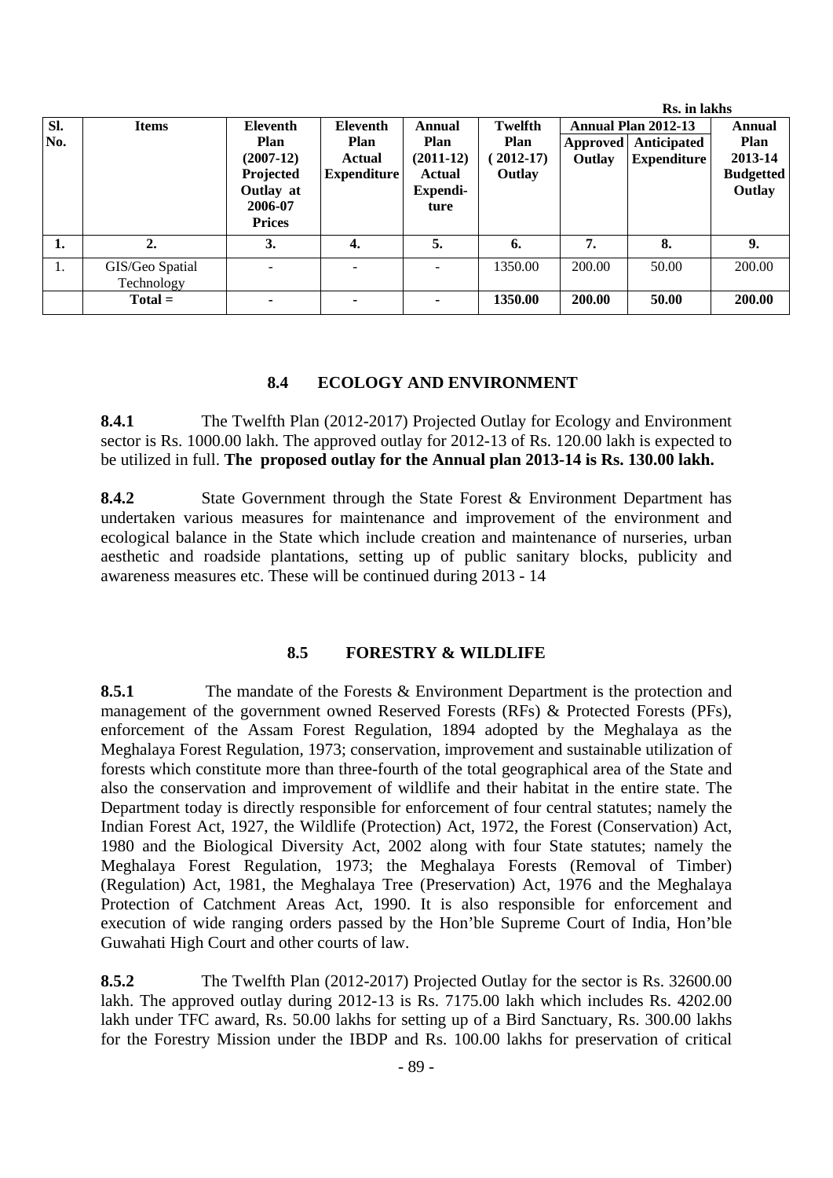Rs. in lakhs

| Sl. No. | Items | Eleventh Plan (2007-12) Projected Outlay at 2006-07 Prices | Eleventh Plan Actual Expenditure | Annual Plan (2011-12) Actual Expenditure | Twelfth Plan (2012-17) Outlay | Annual Plan 2012-13 | | Annual Plan 2013-14 Budgetted Outlay |
|---|---|---|---|---|---|---|---|---|
| | | | | | | Approved Outlay | Anticipated Expenditure | |
| 1. | 2. | 3. | 4. | 5. | 6. | 7. | 8. | 9. |
| 1. | GIS/Geo Spatial Technology | - | - | - | 1350.00 | 200.00 | 50.00 | 200.00 |
| | **Total =** | **-** | **-** | **-** | **1350.00** | **200.00** | **50.00** | **200.00** |

## 8.4 ECOLOGY AND ENVIRONMENT

**8.4.1** The Twelfth Plan (2012-2017) Projected Outlay for Ecology and Environment sector is Rs. 1000.00 lakh. The approved outlay for 2012-13 of Rs. 120.00 lakh is expected to be utilized in full. **The proposed outlay for the Annual plan 2013-14 is Rs. 130.00 lakh.**

**8.4.2** State Government through the State Forest & Environment Department has undertaken various measures for maintenance and improvement of the environment and ecological balance in the State which include creation and maintenance of nurseries, urban aesthetic and roadside plantations, setting up of public sanitary blocks, publicity and awareness measures etc. These will be continued during 2013 - 14

## 8.5 FORESTRY & WILDLIFE

**8.5.1** The mandate of the Forests & Environment Department is the protection and management of the government owned Reserved Forests (RFs) & Protected Forests (PFs), enforcement of the Assam Forest Regulation, 1894 adopted by the Meghalaya as the Meghalaya Forest Regulation, 1973; conservation, improvement and sustainable utilization of forests which constitute more than three-fourth of the total geographical area of the State and also the conservation and improvement of wildlife and their habitat in the entire state. The Department today is directly responsible for enforcement of four central statutes; namely the Indian Forest Act, 1927, the Wildlife (Protection) Act, 1972, the Forest (Conservation) Act, 1980 and the Biological Diversity Act, 2002 along with four State statutes; namely the Meghalaya Forest Regulation, 1973; the Meghalaya Forests (Removal of Timber) (Regulation) Act, 1981, the Meghalaya Tree (Preservation) Act, 1976 and the Meghalaya Protection of Catchment Areas Act, 1990. It is also responsible for enforcement and execution of wide ranging orders passed by the Hon'ble Supreme Court of India, Hon'ble Guwahati High Court and other courts of law.

**8.5.2** The Twelfth Plan (2012-2017) Projected Outlay for the sector is Rs. 32600.00 lakh. The approved outlay during 2012-13 is Rs. 7175.00 lakh which includes Rs. 4202.00 lakh under TFC award, Rs. 50.00 lakhs for setting up of a Bird Sanctuary, Rs. 300.00 lakhs for the Forestry Mission under the IBDP and Rs. 100.00 lakhs for preservation of critical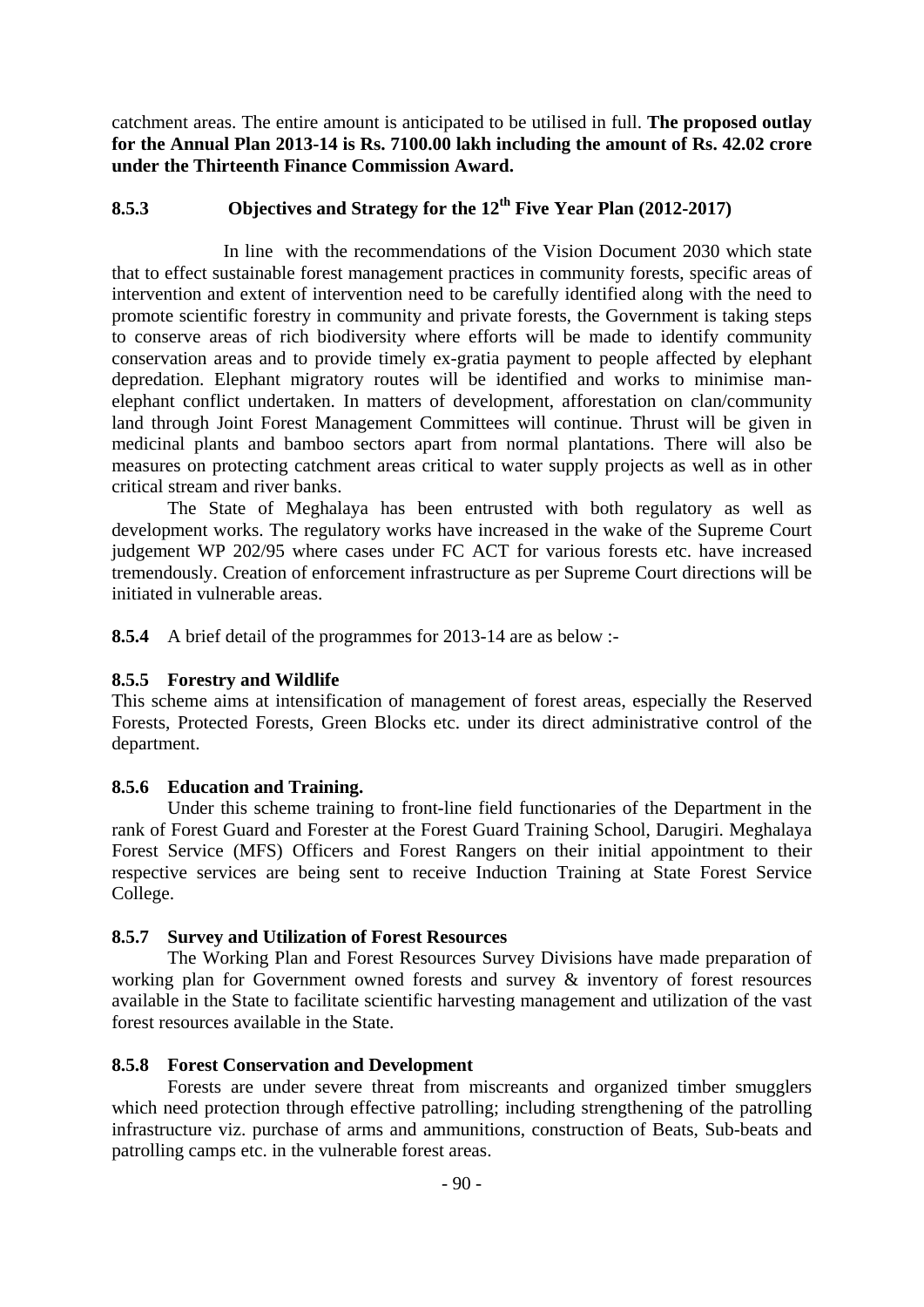catchment areas. The entire amount is anticipated to be utilised in full. **The proposed outlay for the Annual Plan 2013-14 is Rs. 7100.00 lakh including the amount of Rs. 42.02 crore under the Thirteenth Finance Commission Award.**

### 8.5.3 Objectives and Strategy for the 12th Five Year Plan (2012-2017)

In line with the recommendations of the Vision Document 2030 which state that to effect sustainable forest management practices in community forests, specific areas of intervention and extent of intervention need to be carefully identified along with the need to promote scientific forestry in community and private forests, the Government is taking steps to conserve areas of rich biodiversity where efforts will be made to identify community conservation areas and to provide timely ex-gratia payment to people affected by elephant depredation. Elephant migratory routes will be identified and works to minimise man-elephant conflict undertaken. In matters of development, afforestation on clan/community land through Joint Forest Management Committees will continue. Thrust will be given in medicinal plants and bamboo sectors apart from normal plantations. There will also be measures on protecting catchment areas critical to water supply projects as well as in other critical stream and river banks.

The State of Meghalaya has been entrusted with both regulatory as well as development works. The regulatory works have increased in the wake of the Supreme Court judgement WP 202/95 where cases under FC ACT for various forests etc. have increased tremendously. Creation of enforcement infrastructure as per Supreme Court directions will be initiated in vulnerable areas.

**8.5.4** A brief detail of the programmes for 2013-14 are as below :-

### 8.5.5 Forestry and Wildlife

This scheme aims at intensification of management of forest areas, especially the Reserved Forests, Protected Forests, Green Blocks etc. under its direct administrative control of the department.

### 8.5.6 Education and Training.

Under this scheme training to front-line field functionaries of the Department in the rank of Forest Guard and Forester at the Forest Guard Training School, Darugiri. Meghalaya Forest Service (MFS) Officers and Forest Rangers on their initial appointment to their respective services are being sent to receive Induction Training at State Forest Service College.

### 8.5.7 Survey and Utilization of Forest Resources

The Working Plan and Forest Resources Survey Divisions have made preparation of working plan for Government owned forests and survey & inventory of forest resources available in the State to facilitate scientific harvesting management and utilization of the vast forest resources available in the State.

### 8.5.8 Forest Conservation and Development

Forests are under severe threat from miscreants and organized timber smugglers which need protection through effective patrolling; including strengthening of the patrolling infrastructure viz. purchase of arms and ammunitions, construction of Beats, Sub-beats and patrolling camps etc. in the vulnerable forest areas.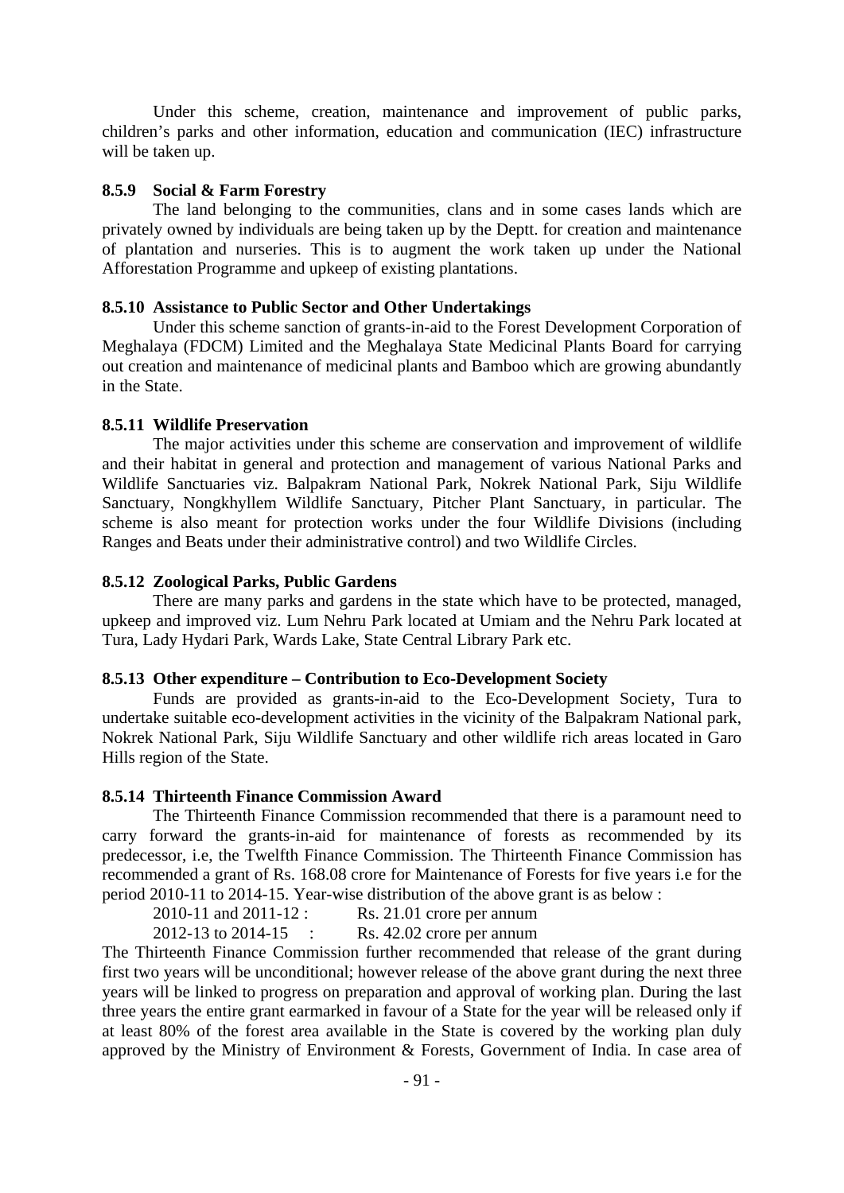Under this scheme, creation, maintenance and improvement of public parks, children's parks and other information, education and communication (IEC) infrastructure will be taken up.

### 8.5.9 Social & Farm Forestry

The land belonging to the communities, clans and in some cases lands which are privately owned by individuals are being taken up by the Deptt. for creation and maintenance of plantation and nurseries. This is to augment the work taken up under the National Afforestation Programme and upkeep of existing plantations.

### 8.5.10 Assistance to Public Sector and Other Undertakings

Under this scheme sanction of grants-in-aid to the Forest Development Corporation of Meghalaya (FDCM) Limited and the Meghalaya State Medicinal Plants Board for carrying out creation and maintenance of medicinal plants and Bamboo which are growing abundantly in the State.

### 8.5.11 Wildlife Preservation

The major activities under this scheme are conservation and improvement of wildlife and their habitat in general and protection and management of various National Parks and Wildlife Sanctuaries viz. Balpakram National Park, Nokrek National Park, Siju Wildlife Sanctuary, Nongkhyllem Wildlife Sanctuary, Pitcher Plant Sanctuary, in particular. The scheme is also meant for protection works under the four Wildlife Divisions (including Ranges and Beats under their administrative control) and two Wildlife Circles.

### 8.5.12 Zoological Parks, Public Gardens

There are many parks and gardens in the state which have to be protected, managed, upkeep and improved viz. Lum Nehru Park located at Umiam and the Nehru Park located at Tura, Lady Hydari Park, Wards Lake, State Central Library Park etc.

### 8.5.13 Other expenditure – Contribution to Eco-Development Society

Funds are provided as grants-in-aid to the Eco-Development Society, Tura to undertake suitable eco-development activities in the vicinity of the Balpakram National park, Nokrek National Park, Siju Wildlife Sanctuary and other wildlife rich areas located in Garo Hills region of the State.

### 8.5.14 Thirteenth Finance Commission Award

The Thirteenth Finance Commission recommended that there is a paramount need to carry forward the grants-in-aid for maintenance of forests as recommended by its predecessor, i.e, the Twelfth Finance Commission. The Thirteenth Finance Commission has recommended a grant of Rs. 168.08 crore for Maintenance of Forests for five years i.e for the period 2010-11 to 2014-15. Year-wise distribution of the above grant is as below :

2010-11 and 2011-12 : Rs. 21.01 crore per annum

2012-13 to 2014-15 : Rs. 42.02 crore per annum

The Thirteenth Finance Commission further recommended that release of the grant during first two years will be unconditional; however release of the above grant during the next three years will be linked to progress on preparation and approval of working plan. During the last three years the entire grant earmarked in favour of a State for the year will be released only if at least 80% of the forest area available in the State is covered by the working plan duly approved by the Ministry of Environment & Forests, Government of India. In case area of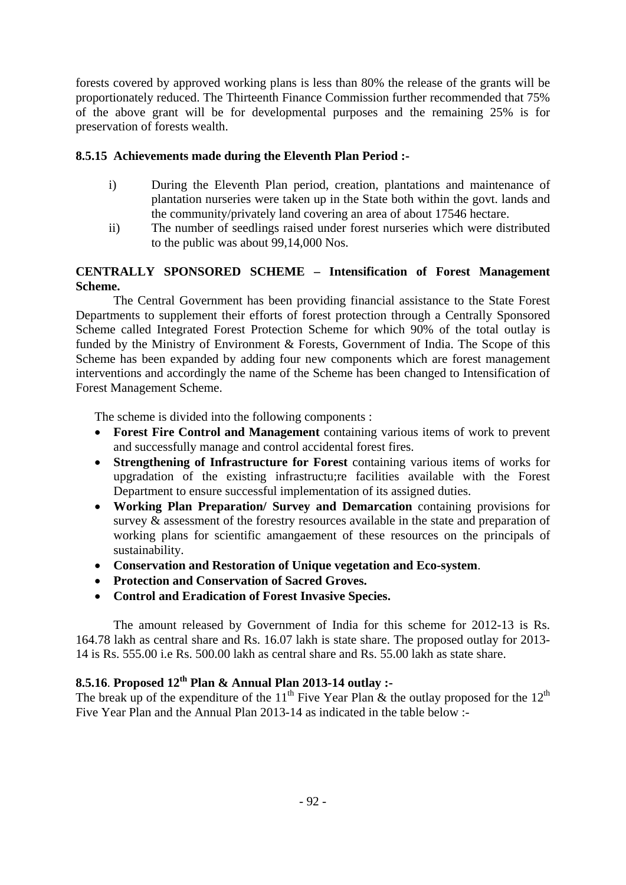forests covered by approved working plans is less than 80% the release of the grants will be proportionately reduced. The Thirteenth Finance Commission further recommended that 75% of the above grant will be for developmental purposes and the remaining 25% is for preservation of forests wealth.

### 8.5.15 Achievements made during the Eleventh Plan Period :-

i) During the Eleventh Plan period, creation, plantations and maintenance of plantation nurseries were taken up in the State both within the govt. lands and the community/privately land covering an area of about 17546 hectare.

ii) The number of seedlings raised under forest nurseries which were distributed to the public was about 99,14,000 Nos.

### CENTRALLY SPONSORED SCHEME – Intensification of Forest Management Scheme.

The Central Government has been providing financial assistance to the State Forest Departments to supplement their efforts of forest protection through a Centrally Sponsored Scheme called Integrated Forest Protection Scheme for which 90% of the total outlay is funded by the Ministry of Environment & Forests, Government of India. The Scope of this Scheme has been expanded by adding four new components which are forest management interventions and accordingly the name of the Scheme has been changed to Intensification of Forest Management Scheme.

The scheme is divided into the following components :

- **Forest Fire Control and Management** containing various items of work to prevent and successfully manage and control accidental forest fires.
- **Strengthening of Infrastructure for Forest** containing various items of works for upgradation of the existing infrastructu;re facilities available with the Forest Department to ensure successful implementation of its assigned duties.
- **Working Plan Preparation/ Survey and Demarcation** containing provisions for survey & assessment of the forestry resources available in the state and preparation of working plans for scientific amangaement of these resources on the principals of sustainability.
- **Conservation and Restoration of Unique vegetation and Eco-system**.
- **Protection and Conservation of Sacred Groves.**
- **Control and Eradication of Forest Invasive Species.**

The amount released by Government of India for this scheme for 2012-13 is Rs. 164.78 lakh as central share and Rs. 16.07 lakh is state share. The proposed outlay for 2013-14 is Rs. 555.00 i.e Rs. 500.00 lakh as central share and Rs. 55.00 lakh as state share.

### 8.5.16. Proposed 12th Plan & Annual Plan 2013-14 outlay :-

The break up of the expenditure of the 11th Five Year Plan & the outlay proposed for the 12th Five Year Plan and the Annual Plan 2013-14 as indicated in the table below :-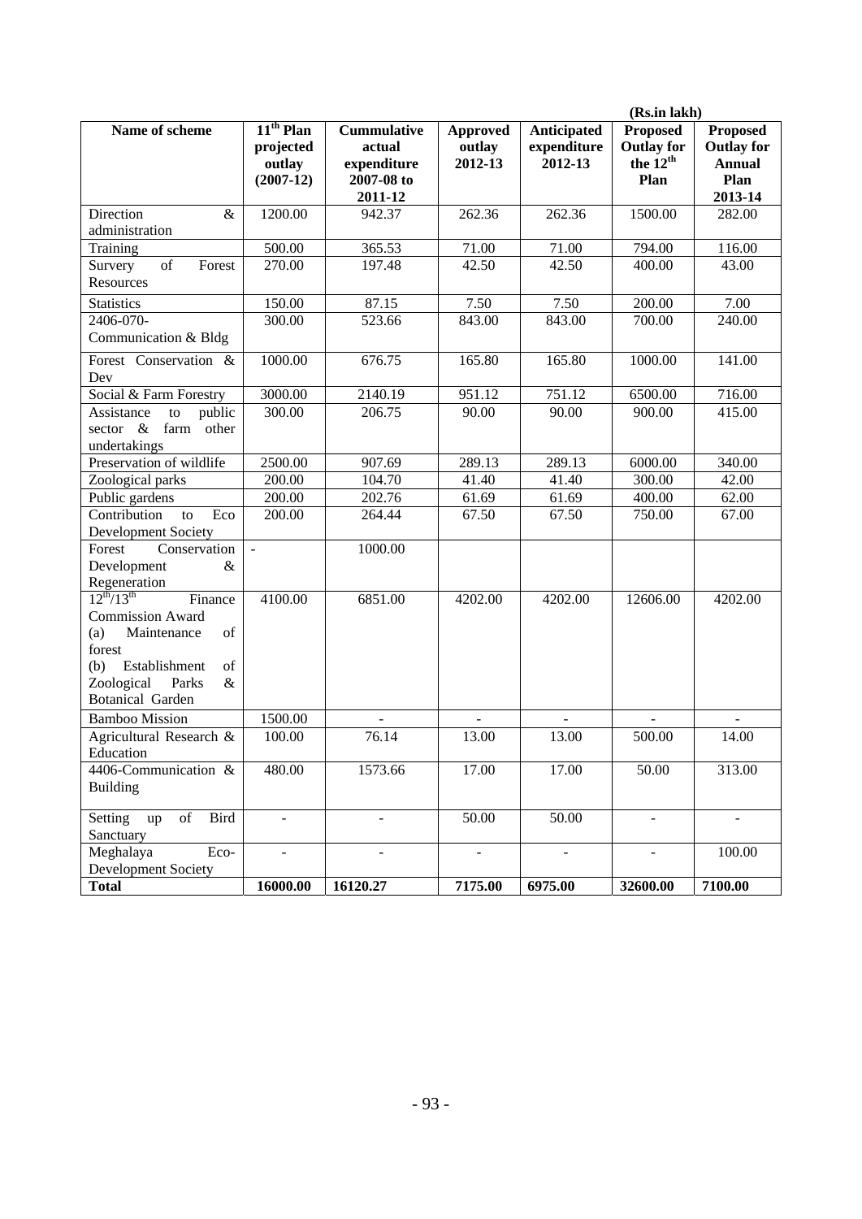**(Rs.in lakh)**

| Name of scheme | 11th Plan projected outlay (2007-12) | Cummulative actual expenditure 2007-08 to 2011-12 | Approved outlay 2012-13 | Anticipated expenditure 2012-13 | Proposed Outlay for the 12th Plan | Proposed Outlay for Annual Plan 2013-14 |
|---|---|---|---|---|---|---|
| Direction & administration | 1200.00 | 942.37 | 262.36 | 262.36 | 1500.00 | 282.00 |
| Training | 500.00 | 365.53 | 71.00 | 71.00 | 794.00 | 116.00 |
| Survery of Forest Resources | 270.00 | 197.48 | 42.50 | 42.50 | 400.00 | 43.00 |
| Statistics | 150.00 | 87.15 | 7.50 | 7.50 | 200.00 | 7.00 |
| 2406-070-Communication & Bldg | 300.00 | 523.66 | 843.00 | 843.00 | 700.00 | 240.00 |
| Forest Conservation & Dev | 1000.00 | 676.75 | 165.80 | 165.80 | 1000.00 | 141.00 |
| Social & Farm Forestry | 3000.00 | 2140.19 | 951.12 | 751.12 | 6500.00 | 716.00 |
| Assistance to public sector & farm other undertakings | 300.00 | 206.75 | 90.00 | 90.00 | 900.00 | 415.00 |
| Preservation of wildlife | 2500.00 | 907.69 | 289.13 | 289.13 | 6000.00 | 340.00 |
| Zoological parks | 200.00 | 104.70 | 41.40 | 41.40 | 300.00 | 42.00 |
| Public gardens | 200.00 | 202.76 | 61.69 | 61.69 | 400.00 | 62.00 |
| Contribution to Eco Development Society | 200.00 | 264.44 | 67.50 | 67.50 | 750.00 | 67.00 |
| Forest Conservation Development & Regeneration | - | 1000.00 | | | | |
| 12th/13th Finance Commission Award (a) Maintenance of forest (b) Establishment of Zoological Parks & Botanical Garden | 4100.00 | 6851.00 | 4202.00 | 4202.00 | 12606.00 | 4202.00 |
| Bamboo Mission | 1500.00 | - | - | - | - | - |
| Agricultural Research & Education | 100.00 | 76.14 | 13.00 | 13.00 | 500.00 | 14.00 |
| 4406-Communication & Building | 480.00 | 1573.66 | 17.00 | 17.00 | 50.00 | 313.00 |
| Setting up of Bird Sanctuary | - | - | 50.00 | 50.00 | - | - |
| Meghalaya Eco-Development Society | - | - | - | - | - | 100.00 |
| **Total** | **16000.00** | **16120.27** | **7175.00** | **6975.00** | **32600.00** | **7100.00** |